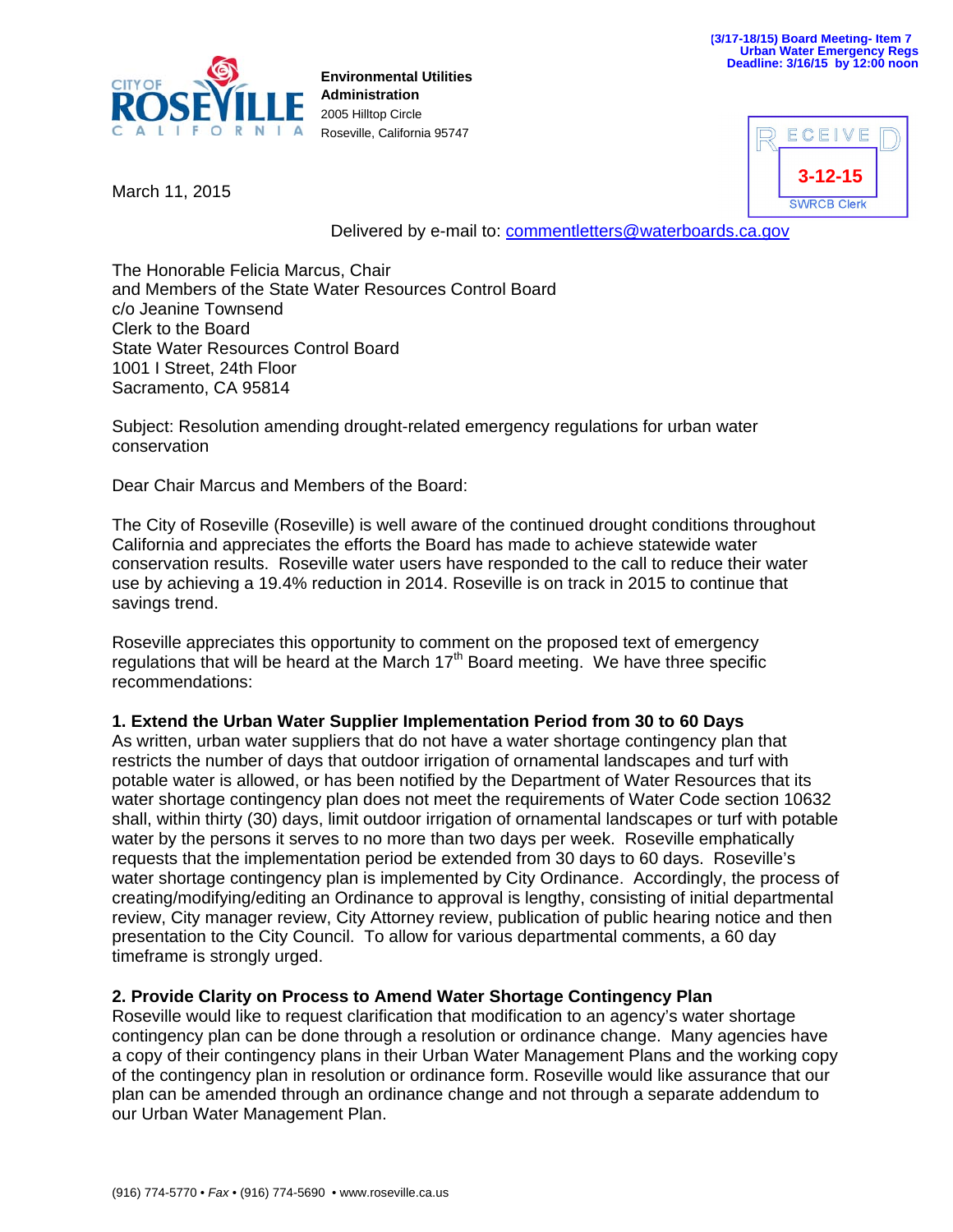(3/17-18/15) Board Meeting- Item 7
Urban Water Emergency Regs
Deadline: 3/16/15 by 12:00 noon

CITY OF ROSEVILLE CALIFORNIA

**Environmental Utilities**
**Administration**
2005 Hilltop Circle
Roseville, California 95747

RECEIVED
3-12-15
SWRCB Clerk

March 11, 2015

Delivered by e-mail to: commentletters@waterboards.ca.gov

The Honorable Felicia Marcus, Chair
and Members of the State Water Resources Control Board
c/o Jeanine Townsend
Clerk to the Board
State Water Resources Control Board
1001 I Street, 24th Floor
Sacramento, CA 95814

Subject: Resolution amending drought-related emergency regulations for urban water conservation

Dear Chair Marcus and Members of the Board:

The City of Roseville (Roseville) is well aware of the continued drought conditions throughout California and appreciates the efforts the Board has made to achieve statewide water conservation results. Roseville water users have responded to the call to reduce their water use by achieving a 19.4% reduction in 2014. Roseville is on track in 2015 to continue that savings trend.

Roseville appreciates this opportunity to comment on the proposed text of emergency regulations that will be heard at the March 17th Board meeting. We have three specific recommendations:

**1. Extend the Urban Water Supplier Implementation Period from 30 to 60 Days**
As written, urban water suppliers that do not have a water shortage contingency plan that restricts the number of days that outdoor irrigation of ornamental landscapes and turf with potable water is allowed, or has been notified by the Department of Water Resources that its water shortage contingency plan does not meet the requirements of Water Code section 10632 shall, within thirty (30) days, limit outdoor irrigation of ornamental landscapes or turf with potable water by the persons it serves to no more than two days per week. Roseville emphatically requests that the implementation period be extended from 30 days to 60 days. Roseville's water shortage contingency plan is implemented by City Ordinance. Accordingly, the process of creating/modifying/editing an Ordinance to approval is lengthy, consisting of initial departmental review, City manager review, City Attorney review, publication of public hearing notice and then presentation to the City Council. To allow for various departmental comments, a 60 day timeframe is strongly urged.

**2. Provide Clarity on Process to Amend Water Shortage Contingency Plan**
Roseville would like to request clarification that modification to an agency's water shortage contingency plan can be done through a resolution or ordinance change. Many agencies have a copy of their contingency plans in their Urban Water Management Plans and the working copy of the contingency plan in resolution or ordinance form. Roseville would like assurance that our plan can be amended through an ordinance change and not through a separate addendum to our Urban Water Management Plan.

(916) 774-5770 • *Fax* • (916) 774-5690 • www.roseville.ca.us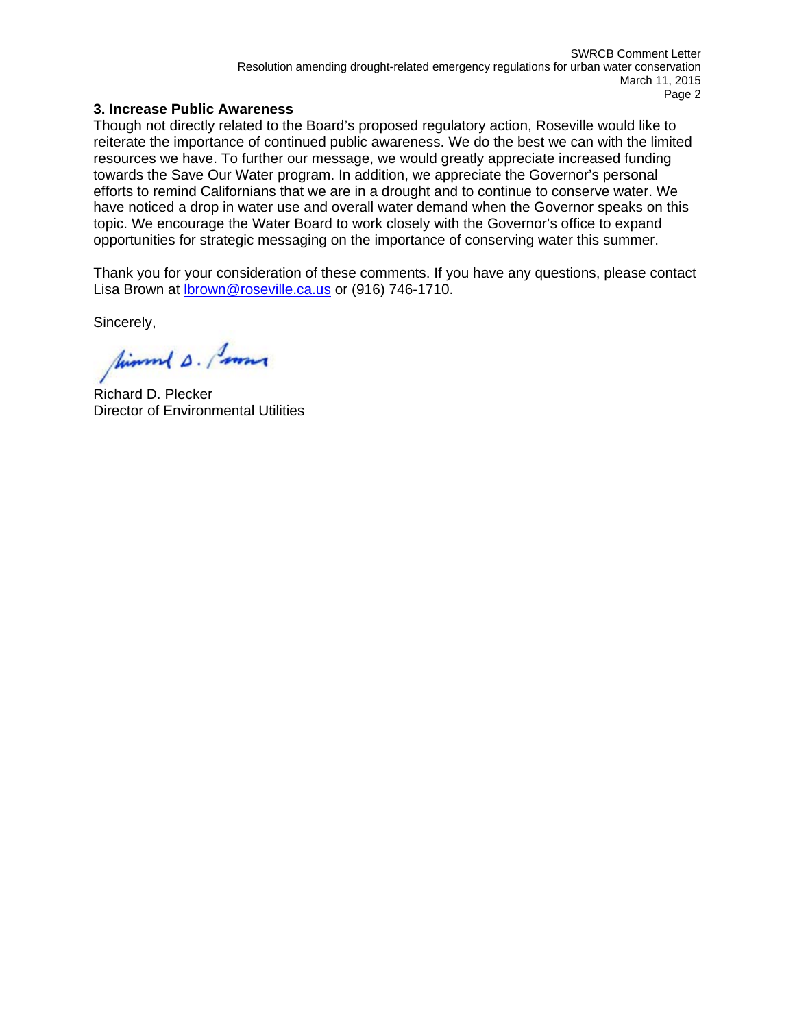### 3. Increase Public Awareness

Though not directly related to the Board's proposed regulatory action, Roseville would like to reiterate the importance of continued public awareness. We do the best we can with the limited resources we have. To further our message, we would greatly appreciate increased funding towards the Save Our Water program. In addition, we appreciate the Governor's personal efforts to remind Californians that we are in a drought and to continue to conserve water. We have noticed a drop in water use and overall water demand when the Governor speaks on this topic. We encourage the Water Board to work closely with the Governor's office to expand opportunities for strategic messaging on the importance of conserving water this summer.

Thank you for your consideration of these comments. If you have any questions, please contact Lisa Brown at lbrown@roseville.ca.us or (916) 746-1710.

Sincerely,

Richard D. Plecker
Director of Environmental Utilities